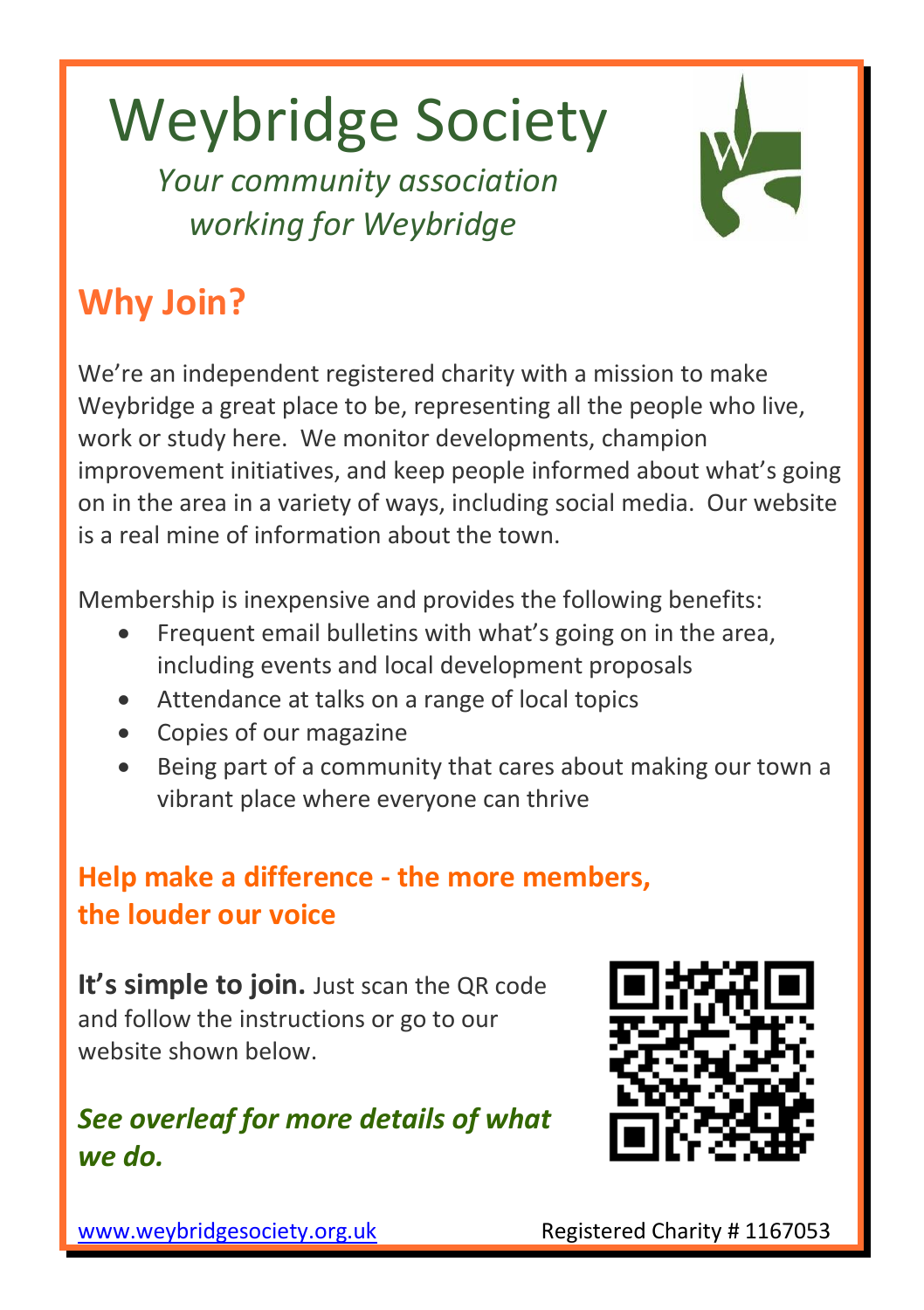# Weybridge Society

*Your community association working for Weybridge*

## Why Join?

We're an independent registered charity with a mission to make Weybridge a great place to be, representing all the people who live, work or study here. We monitor developments, champion improvement initiatives, and keep people informed about what's going on in the area in a variety of ways, including social media. Our website is a real mine of information about the town.

Membership is inexpensive and provides the following benefits:

- Frequent email bulletins with what's going on in the area, including events and local development proposals
- Attendance at talks on a range of local topics
- Copies of our magazine
- Being part of a community that cares about making our town a vibrant place where everyone can thrive

### Help make a difference - the more members, the louder our voice

**It's simple to join.** Just scan the QR code and follow the instructions or go to our website shown below.

***See overleaf for more details of what we do.***

www.weybridgesociety.org.uk Registered Charity # 1167053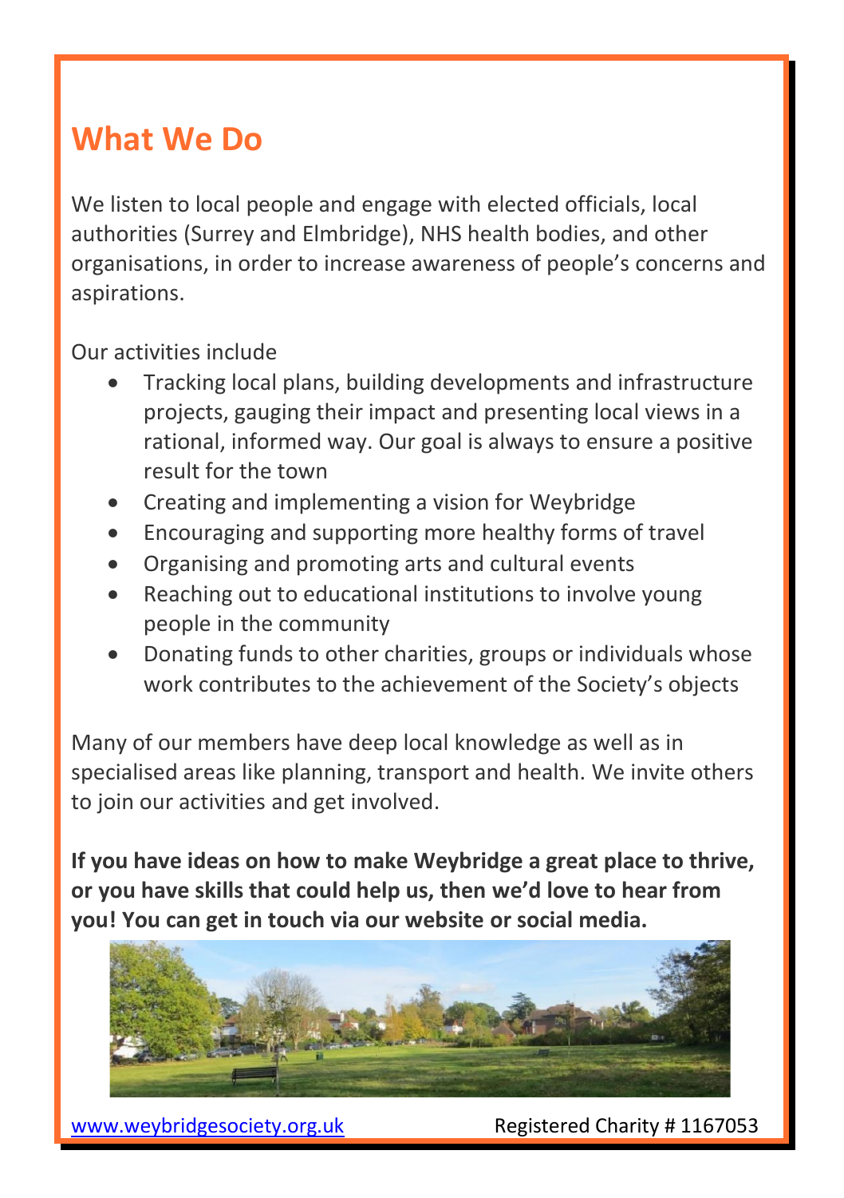## What We Do

We listen to local people and engage with elected officials, local authorities (Surrey and Elmbridge), NHS health bodies, and other organisations, in order to increase awareness of people's concerns and aspirations.

Our activities include

- Tracking local plans, building developments and infrastructure projects, gauging their impact and presenting local views in a rational, informed way. Our goal is always to ensure a positive result for the town
- Creating and implementing a vision for Weybridge
- Encouraging and supporting more healthy forms of travel
- Organising and promoting arts and cultural events
- Reaching out to educational institutions to involve young people in the community
- Donating funds to other charities, groups or individuals whose work contributes to the achievement of the Society's objects

Many of our members have deep local knowledge as well as in specialised areas like planning, transport and health. We invite others to join our activities and get involved.

**If you have ideas on how to make Weybridge a great place to thrive, or you have skills that could help us, then we'd love to hear from you! You can get in touch via our website or social media.**

www.weybridgesociety.org.uk Registered Charity # 1167053